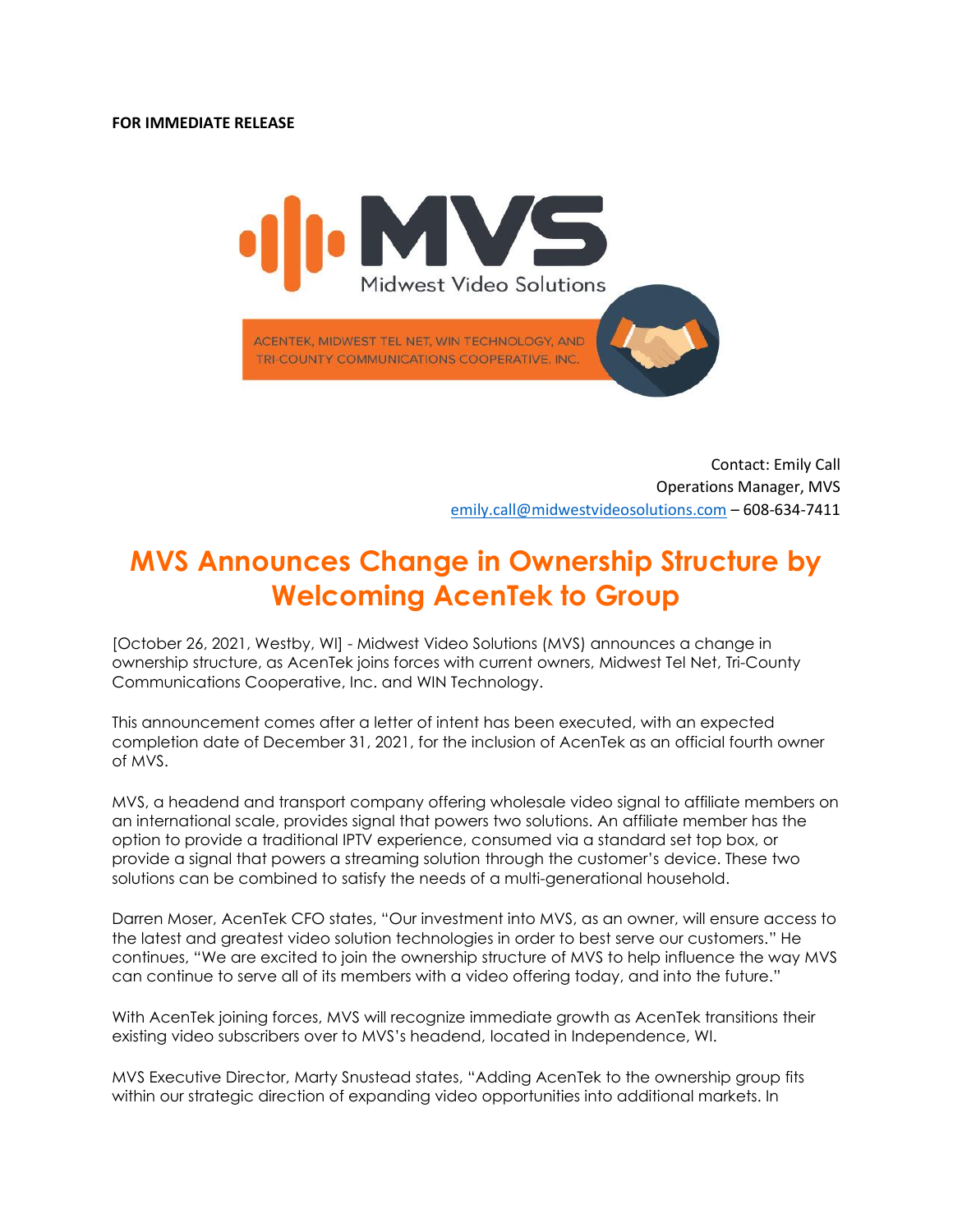**FOR IMMEDIATE RELEASE**

MVS
Midwest Video Solutions

ACENTEK, MIDWEST TEL NET, WIN TECHNOLOGY, AND TRI-COUNTY COMMUNICATIONS COOPERATIVE, INC.

Contact: Emily Call
Operations Manager, MVS
emily.call@midwestvideosolutions.com – 608-634-7411

# MVS Announces Change in Ownership Structure by Welcoming AcenTek to Group

[October 26, 2021, Westby, WI] - Midwest Video Solutions (MVS) announces a change in ownership structure, as AcenTek joins forces with current owners, Midwest Tel Net, Tri-County Communications Cooperative, Inc. and WIN Technology.

This announcement comes after a letter of intent has been executed, with an expected completion date of December 31, 2021, for the inclusion of AcenTek as an official fourth owner of MVS.

MVS, a headend and transport company offering wholesale video signal to affiliate members on an international scale, provides signal that powers two solutions. An affiliate member has the option to provide a traditional IPTV experience, consumed via a standard set top box, or provide a signal that powers a streaming solution through the customer's device. These two solutions can be combined to satisfy the needs of a multi-generational household.

Darren Moser, AcenTek CFO states, "Our investment into MVS, as an owner, will ensure access to the latest and greatest video solution technologies in order to best serve our customers." He continues, "We are excited to join the ownership structure of MVS to help influence the way MVS can continue to serve all of its members with a video offering today, and into the future."

With AcenTek joining forces, MVS will recognize immediate growth as AcenTek transitions their existing video subscribers over to MVS's headend, located in Independence, WI.

MVS Executive Director, Marty Snustead states, "Adding AcenTek to the ownership group fits within our strategic direction of expanding video opportunities into additional markets. In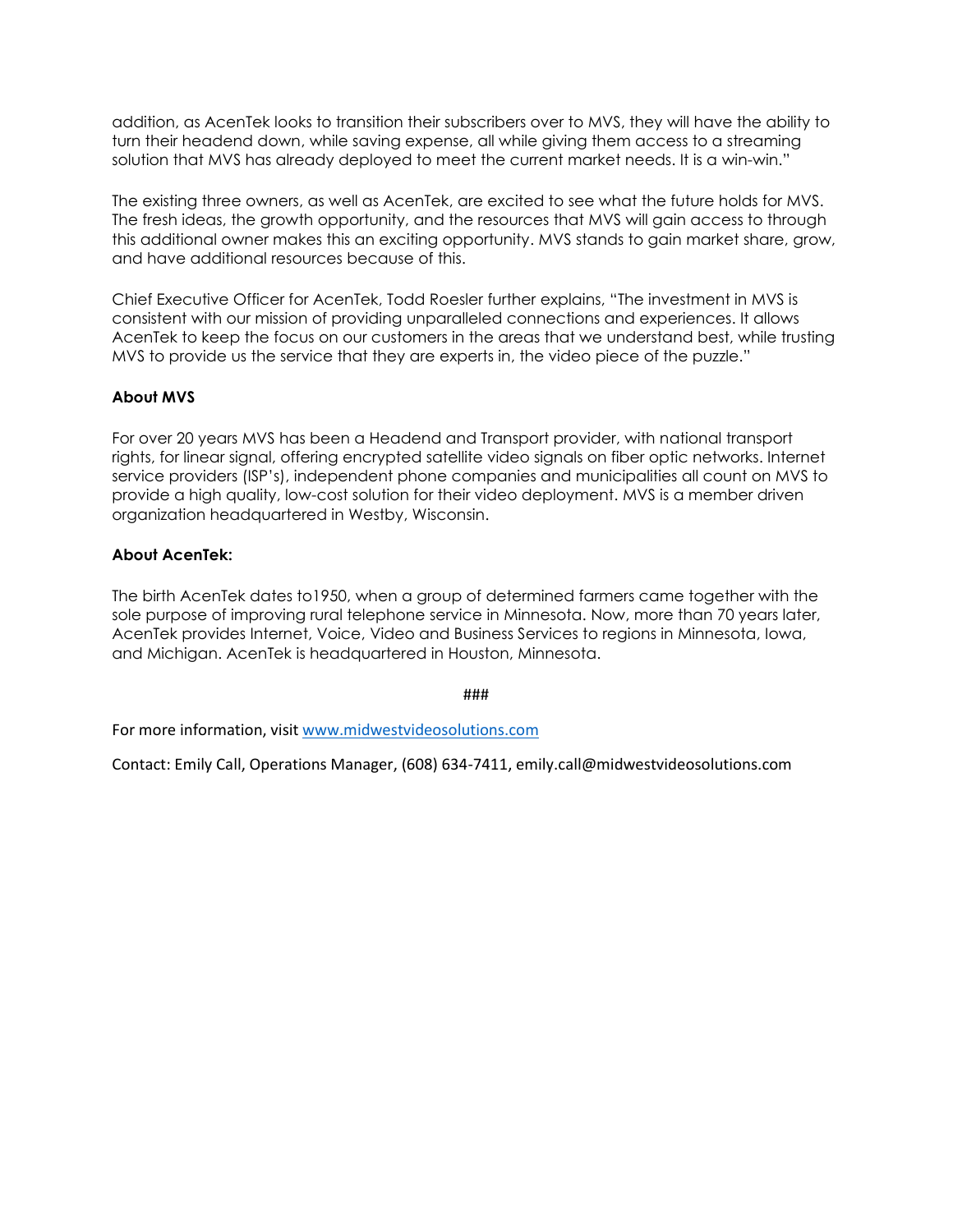addition, as AcenTek looks to transition their subscribers over to MVS, they will have the ability to turn their headend down, while saving expense, all while giving them access to a streaming solution that MVS has already deployed to meet the current market needs. It is a win-win."

The existing three owners, as well as AcenTek, are excited to see what the future holds for MVS. The fresh ideas, the growth opportunity, and the resources that MVS will gain access to through this additional owner makes this an exciting opportunity. MVS stands to gain market share, grow, and have additional resources because of this.

Chief Executive Officer for AcenTek, Todd Roesler further explains, "The investment in MVS is consistent with our mission of providing unparalleled connections and experiences. It allows AcenTek to keep the focus on our customers in the areas that we understand best, while trusting MVS to provide us the service that they are experts in, the video piece of the puzzle."

**About MVS**

For over 20 years MVS has been a Headend and Transport provider, with national transport rights, for linear signal, offering encrypted satellite video signals on fiber optic networks. Internet service providers (ISP's), independent phone companies and municipalities all count on MVS to provide a high quality, low-cost solution for their video deployment. MVS is a member driven organization headquartered in Westby, Wisconsin.

**About AcenTek:**

The birth AcenTek dates to1950, when a group of determined farmers came together with the sole purpose of improving rural telephone service in Minnesota. Now, more than 70 years later, AcenTek provides Internet, Voice, Video and Business Services to regions in Minnesota, Iowa, and Michigan. AcenTek is headquartered in Houston, Minnesota.

###

For more information, visit www.midwestvideosolutions.com

Contact: Emily Call, Operations Manager, (608) 634-7411, emily.call@midwestvideosolutions.com